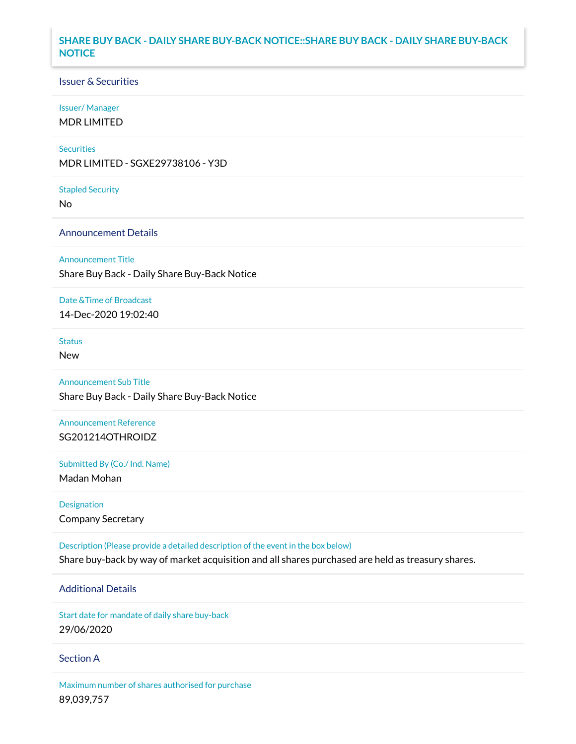# SHARE BUY BACK - DAILY SHARE BUY-BACK NOTICE::SHARE BUY BACK - DAILY SHARE BUY-BACK NOTICE

## Issuer & Securities

**Issuer/ Manager**

MDR LIMITED

**Securities**

MDR LIMITED - SGXE29738106 - Y3D

**Stapled Security**

No

## Announcement Details

**Announcement Title**

Share Buy Back - Daily Share Buy-Back Notice

**Date &Time of Broadcast**

14-Dec-2020 19:02:40

**Status**

New

**Announcement Sub Title**

Share Buy Back - Daily Share Buy-Back Notice

**Announcement Reference**

SG201214OTHROIDZ

**Submitted By (Co./ Ind. Name)**

Madan Mohan

**Designation**

Company Secretary

**Description (Please provide a detailed description of the event in the box below)**

Share buy-back by way of market acquisition and all shares purchased are held as treasury shares.

## Additional Details

**Start date for mandate of daily share buy-back**

29/06/2020

## Section A

**Maximum number of shares authorised for purchase**

89,039,757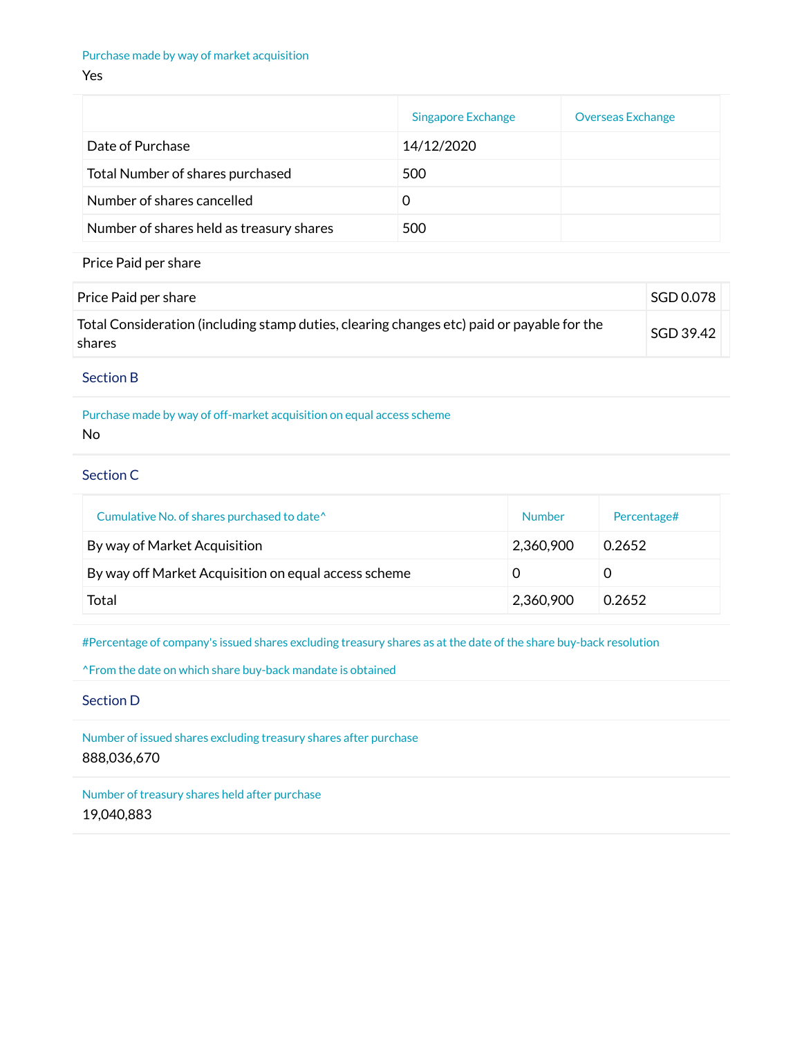Purchase made by way of market acquisition

Yes

| | Singapore Exchange | Overseas Exchange |
|---|---|---|
| Date of Purchase | 14/12/2020 | |
| Total Number of shares purchased | 500 | |
| Number of shares cancelled | 0 | |
| Number of shares held as treasury shares | 500 | |

Price Paid per share

| | |
|---|---|
| Price Paid per share | SGD 0.078 |
| Total Consideration (including stamp duties, clearing changes etc) paid or payable for the shares | SGD 39.42 |

## Section B

Purchase made by way of off-market acquisition on equal access scheme

No

## Section C

| Cumulative No. of shares purchased to date^ | Number | Percentage# |
|---|---|---|
| By way of Market Acquisition | 2,360,900 | 0.2652 |
| By way off Market Acquisition on equal access scheme | 0 | 0 |
| Total | 2,360,900 | 0.2652 |

#Percentage of company's issued shares excluding treasury shares as at the date of the share buy-back resolution

^From the date on which share buy-back mandate is obtained

## Section D

Number of issued shares excluding treasury shares after purchase

888,036,670

Number of treasury shares held after purchase

19,040,883